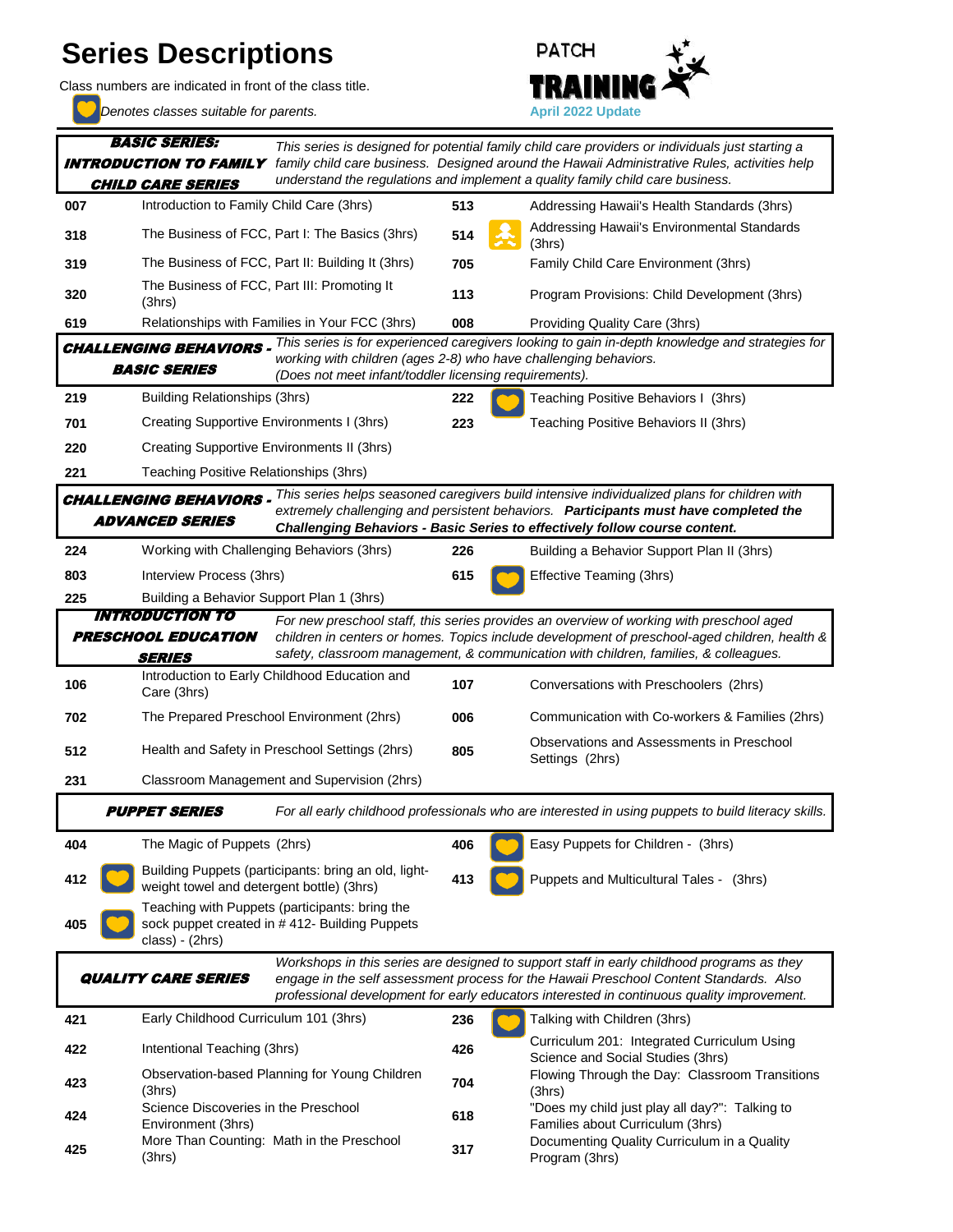# Series Descriptions

Class numbers are indicated in front of the class title.

*Denotes classes suitable for parents.* (heart icon)

**PATCH TRAINING**
April 2022 Update

## BASIC SERIES: INTRODUCTION TO FAMILY CHILD CARE SERIES

*This series is designed for potential family child care providers or individuals just starting a family child care business. Designed around the Hawaii Administrative Rules, activities help understand the regulations and implement a quality family child care business.*

| No. | Class | No. | Class |
|---|---|---|---|
| 007 | Introduction to Family Child Care (3hrs) | 513 | Addressing Hawaii's Health Standards (3hrs) |
| 318 | The Business of FCC, Part I: The Basics (3hrs) | 514 | Addressing Hawaii's Environmental Standards (3hrs) |
| 319 | The Business of FCC, Part II: Building It (3hrs) | 705 | Family Child Care Environment (3hrs) |
| 320 | The Business of FCC, Part III: Promoting It (3hrs) | 113 | Program Provisions: Child Development (3hrs) |
| 619 | Relationships with Families in Your FCC (3hrs) | 008 | Providing Quality Care (3hrs) |

## CHALLENGING BEHAVIORS - BASIC SERIES

*This series is for experienced caregivers looking to gain in-depth knowledge and strategies for working with children (ages 2-8) who have challenging behaviors. (Does not meet infant/toddler licensing requirements).*

| No. | Class | No. | Class |
|---|---|---|---|
| 219 | Building Relationships (3hrs) | 222 ♥ | Teaching Positive Behaviors I (3hrs) |
| 701 | Creating Supportive Environments I (3hrs) | 223 | Teaching Positive Behaviors II (3hrs) |
| 220 | Creating Supportive Environments II (3hrs) | | |
| 221 | Teaching Positive Relationships (3hrs) | | |

## CHALLENGING BEHAVIORS - ADVANCED SERIES

*This series helps seasoned caregivers build intensive individualized plans for children with extremely challenging and persistent behaviors.* ***Participants must have completed the Challenging Behaviors - Basic Series to effectively follow course content.***

| No. | Class | No. | Class |
|---|---|---|---|
| 224 | Working with Challenging Behaviors (3hrs) | 226 | Building a Behavior Support Plan II (3hrs) |
| 803 | Interview Process (3hrs) | 615 ♥ | Effective Teaming (3hrs) |
| 225 | Building a Behavior Support Plan 1 (3hrs) | | |

## INTRODUCTION TO PRESCHOOL EDUCATION SERIES

*For new preschool staff, this series provides an overview of working with preschool aged children in centers or homes. Topics include development of preschool-aged children, health & safety, classroom management, & communication with children, families, & colleagues.*

| No. | Class | No. | Class |
|---|---|---|---|
| 106 | Introduction to Early Childhood Education and Care (3hrs) | 107 | Conversations with Preschoolers (2hrs) |
| 702 | The Prepared Preschool Environment (2hrs) | 006 | Communication with Co-workers & Families (2hrs) |
| 512 | Health and Safety in Preschool Settings (2hrs) | 805 | Observations and Assessments in Preschool Settings (2hrs) |
| 231 | Classroom Management and Supervision (2hrs) | | |

## PUPPET SERIES

*For all early childhood professionals who are interested in using puppets to build literacy skills.*

| No. | Class | No. | Class |
|---|---|---|---|
| 404 | The Magic of Puppets (2hrs) | 406 ♥ | Easy Puppets for Children - (3hrs) |
| 412 ♥ | Building Puppets (participants: bring an old, light-weight towel and detergent bottle) (3hrs) | 413 ♥ | Puppets and Multicultural Tales - (3hrs) |
| 405 ♥ | Teaching with Puppets (participants: bring the sock puppet created in # 412- Building Puppets class) - (2hrs) | | |

## QUALITY CARE SERIES

*Workshops in this series are designed to support staff in early childhood programs as they engage in the self assessment process for the Hawaii Preschool Content Standards. Also professional development for early educators interested in continuous quality improvement.*

| No. | Class | No. | Class |
|---|---|---|---|
| 421 | Early Childhood Curriculum 101 (3hrs) | 236 ♥ | Talking with Children (3hrs) |
| 422 | Intentional Teaching (3hrs) | 426 | Curriculum 201: Integrated Curriculum Using Science and Social Studies (3hrs) |
| 423 | Observation-based Planning for Young Children (3hrs) | 704 | Flowing Through the Day: Classroom Transitions (3hrs) |
| 424 | Science Discoveries in the Preschool Environment (3hrs) | 618 | "Does my child just play all day?": Talking to Families about Curriculum (3hrs) |
| 425 | More Than Counting: Math in the Preschool (3hrs) | 317 | Documenting Quality Curriculum in a Quality Program (3hrs) |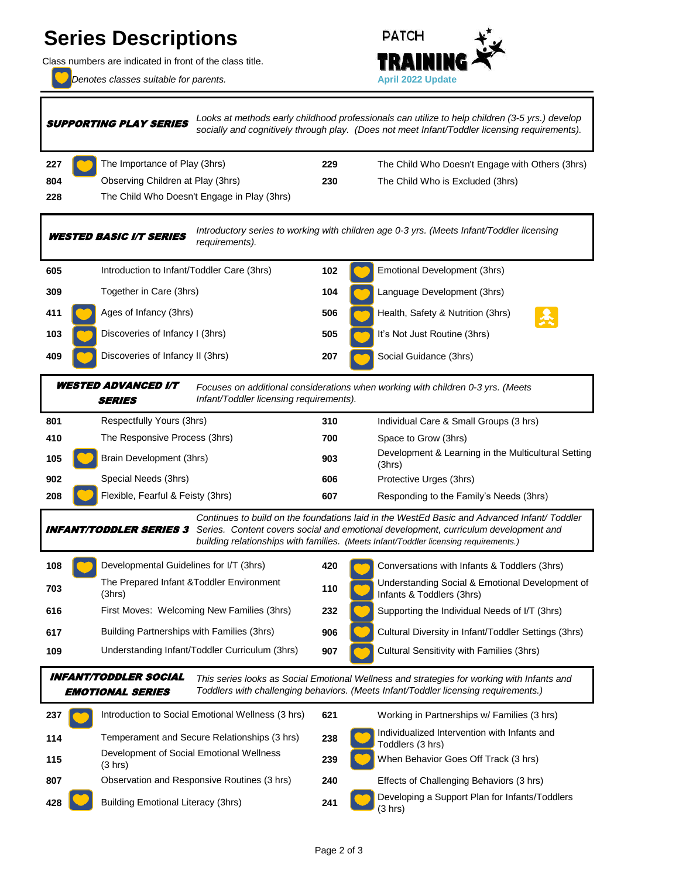# Series Descriptions

Class numbers are indicated in front of the class title.

🧡 *Denotes classes suitable for parents.*

**PATCH TRAINING**
**April 2022 Update**

---

***SUPPORTING PLAY SERIES*** — *Looks at methods early childhood professionals can utilize to help children (3-5 yrs.) develop socially and cognitively through play. (Does not meet Infant/Toddler licensing requirements).*

| No. | Class | No. | Class |
|---|---|---|---|
| 227 | 🧡 The Importance of Play (3hrs) | 229 | The Child Who Doesn't Engage with Others (3hrs) |
| 804 | Observing Children at Play (3hrs) | 230 | The Child Who is Excluded (3hrs) |
| 228 | The Child Who Doesn't Engage in Play (3hrs) | | |

***WESTED BASIC I/T SERIES*** — *Introductory series to working with children age 0-3 yrs. (Meets Infant/Toddler licensing requirements).*

| No. | Class | No. | Class |
|---|---|---|---|
| 605 | Introduction to Infant/Toddler Care (3hrs) | 102 | 🧡 Emotional Development (3hrs) |
| 309 | Together in Care (3hrs) | 104 | 🧡 Language Development (3hrs) |
| 411 | 🧡 Ages of Infancy (3hrs) | 506 | 🧡 Health, Safety & Nutrition (3hrs) |
| 103 | 🧡 Discoveries of Infancy I (3hrs) | 505 | 🧡 It's Not Just Routine (3hrs) |
| 409 | 🧡 Discoveries of Infancy II (3hrs) | 207 | 🧡 Social Guidance (3hrs) |

***WESTED ADVANCED I/T SERIES*** — *Focuses on additional considerations when working with children 0-3 yrs. (Meets Infant/Toddler licensing requirements).*

| No. | Class | No. | Class |
|---|---|---|---|
| 801 | Respectfully Yours (3hrs) | 310 | Individual Care & Small Groups (3 hrs) |
| 410 | The Responsive Process (3hrs) | 700 | Space to Grow (3hrs) |
| 105 | 🧡 Brain Development (3hrs) | 903 | Development & Learning in the Multicultural Setting (3hrs) |
| 902 | Special Needs (3hrs) | 606 | Protective Urges (3hrs) |
| 208 | 🧡 Flexible, Fearful & Feisty (3hrs) | 607 | Responding to the Family's Needs (3hrs) |

***INFANT/TODDLER SERIES 3*** — *Continues to build on the foundations laid in the WestEd Basic and Advanced Infant/ Toddler Series. Content covers social and emotional development, curriculum development and building relationships with families. (Meets Infant/Toddler licensing requirements.)*

| No. | Class | No. | Class |
|---|---|---|---|
| 108 | 🧡 Developmental Guidelines for I/T (3hrs) | 420 | 🧡 Conversations with Infants & Toddlers (3hrs) |
| 703 | The Prepared Infant &Toddler Environment (3hrs) | 110 | 🧡 Understanding Social & Emotional Development of Infants & Toddlers (3hrs) |
| 616 | First Moves: Welcoming New Families (3hrs) | 232 | 🧡 Supporting the Individual Needs of I/T (3hrs) |
| 617 | Building Partnerships with Families (3hrs) | 906 | 🧡 Cultural Diversity in Infant/Toddler Settings (3hrs) |
| 109 | Understanding Infant/Toddler Curriculum (3hrs) | 907 | 🧡 Cultural Sensitivity with Families (3hrs) |

***INFANT/TODDLER SOCIAL EMOTIONAL SERIES*** — *This series looks as Social Emotional Wellness and strategies for working with Infants and Toddlers with challenging behaviors. (Meets Infant/Toddler licensing requirements.)*

| No. | Class | No. | Class |
|---|---|---|---|
| 237 | 🧡 Introduction to Social Emotional Wellness (3 hrs) | 621 | Working in Partnerships w/ Families (3 hrs) |
| 114 | Temperament and Secure Relationships (3 hrs) | 238 | 🧡 Individualized Intervention with Infants and Toddlers (3 hrs) |
| 115 | Development of Social Emotional Wellness (3 hrs) | 239 | 🧡 When Behavior Goes Off Track (3 hrs) |
| 807 | Observation and Responsive Routines (3 hrs) | 240 | Effects of Challenging Behaviors (3 hrs) |
| 428 | 🧡 Building Emotional Literacy (3hrs) | 241 | 🧡 Developing a Support Plan for Infants/Toddlers (3 hrs) |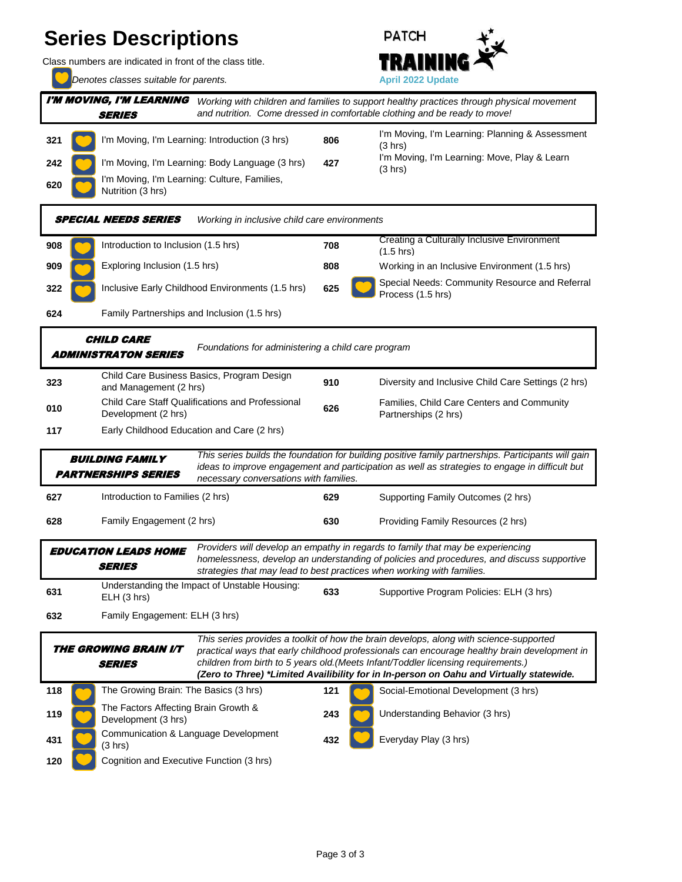# Series Descriptions

Class numbers are indicated in front of the class title.

*Denotes classes suitable for parents.* (heart icon)

PATCH TRAINING
April 2022 Update

## I'M MOVING, I'M LEARNING SERIES

*Working with children and families to support healthy practices through physical movement and nutrition. Come dressed in comfortable clothing and be ready to move!*

| | | | | | |
|---|---|---|---|---|---|
| 321 | ♥ | I'm Moving, I'm Learning: Introduction (3 hrs) | 806 | | I'm Moving, I'm Learning: Planning & Assessment (3 hrs) |
| 242 | ♥ | I'm Moving, I'm Learning: Body Language (3 hrs) | 427 | | I'm Moving, I'm Learning: Move, Play & Learn (3 hrs) |
| 620 | ♥ | I'm Moving, I'm Learning: Culture, Families, Nutrition (3 hrs) | | | |

## SPECIAL NEEDS SERIES

*Working in inclusive child care environments*

| | | | | | |
|---|---|---|---|---|---|
| 908 | ♥ | Introduction to Inclusion (1.5 hrs) | 708 | | Creating a Culturally Inclusive Environment (1.5 hrs) |
| 909 | ♥ | Exploring Inclusion (1.5 hrs) | 808 | | Working in an Inclusive Environment (1.5 hrs) |
| 322 | ♥ | Inclusive Early Childhood Environments (1.5 hrs) | 625 | ♥ | Special Needs: Community Resource and Referral Process (1.5 hrs) |
| 624 | | Family Partnerships and Inclusion (1.5 hrs) | | | |

## CHILD CARE ADMINISTRATON SERIES

*Foundations for administering a child care program*

| | | | |
|---|---|---|---|
| 323 | Child Care Business Basics, Program Design and Management (2 hrs) | 910 | Diversity and Inclusive Child Care Settings (2 hrs) |
| 010 | Child Care Staff Qualifications and Professional Development (2 hrs) | 626 | Families, Child Care Centers and Community Partnerships (2 hrs) |
| 117 | Early Childhood Education and Care (2 hrs) | | |

## BUILDING FAMILY PARTNERSHIPS SERIES

*This series builds the foundation for building positive family partnerships. Participants will gain ideas to improve engagement and participation as well as strategies to engage in difficult but necessary conversations with families.*

| | | | |
|---|---|---|---|
| 627 | Introduction to Families (2 hrs) | 629 | Supporting Family Outcomes (2 hrs) |
| 628 | Family Engagement (2 hrs) | 630 | Providing Family Resources (2 hrs) |

## EDUCATION LEADS HOME SERIES

*Providers will develop an empathy in regards to family that may be experiencing homelessness, develop an understanding of policies and procedures, and discuss supportive strategies that may lead to best practices when working with families.*

| | | | |
|---|---|---|---|
| 631 | Understanding the Impact of Unstable Housing: ELH (3 hrs) | 633 | Supportive Program Policies: ELH (3 hrs) |
| 632 | Family Engagement: ELH (3 hrs) | | |

## THE GROWING BRAIN I/T SERIES

*This series provides a toolkit of how the brain develops, along with science-supported practical ways that early childhood professionals can encourage healthy brain development in children from birth to 5 years old.(Meets Infant/Toddler licensing requirements.)* ***(Zero to Three) *Limited Availibility for In-person on Oahu and Virtually statewide.***

| | | | | | |
|---|---|---|---|---|---|
| 118 | ♥ | The Growing Brain: The Basics (3 hrs) | 121 | ♥ | Social-Emotional Development (3 hrs) |
| 119 | ♥ | The Factors Affecting Brain Growth & Development (3 hrs) | 243 | ♥ | Understanding Behavior (3 hrs) |
| 431 | ♥ | Communication & Language Development (3 hrs) | 432 | ♥ | Everyday Play (3 hrs) |
| 120 | ♥ | Cognition and Executive Function (3 hrs) | | | |